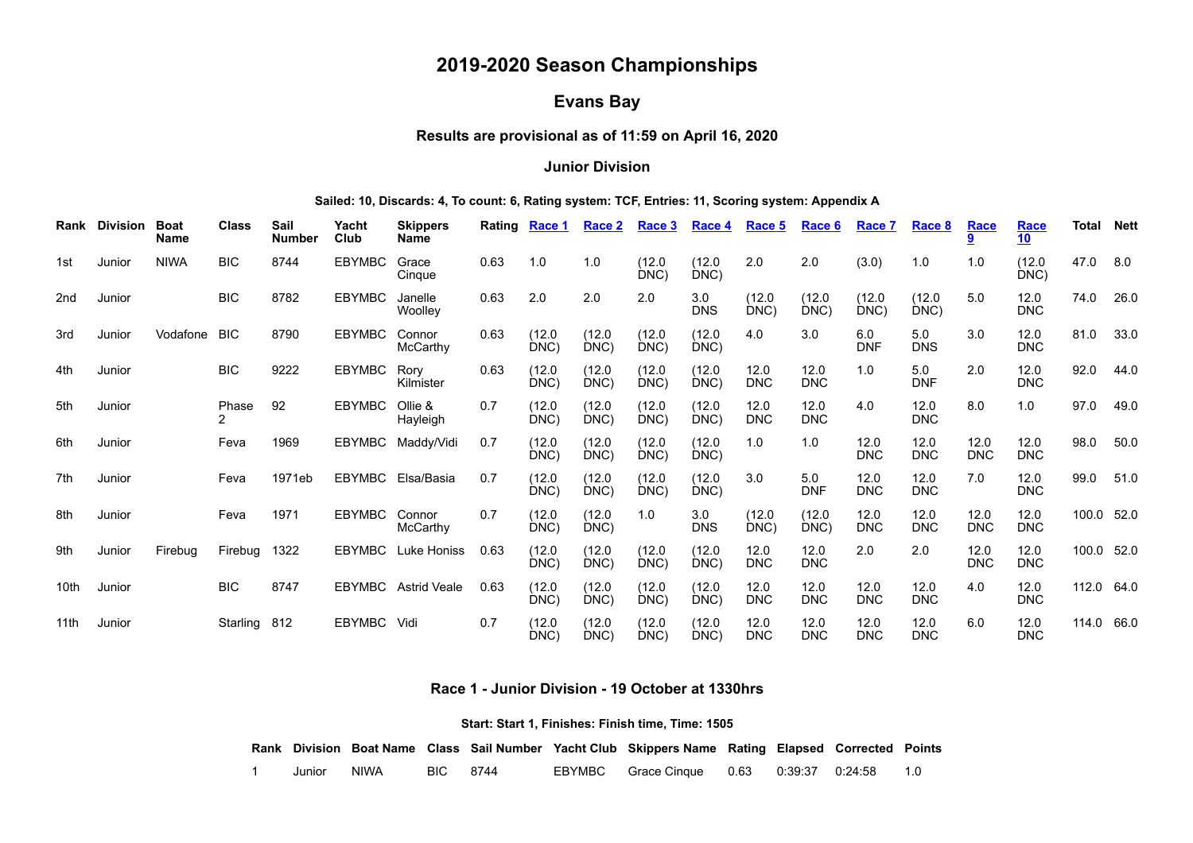# 2019-2020 Season Championships

## Evans Bay

### Results are provisional as of 11:59 on April 16, 2020

### Junior Division

**Sailed: 10, Discards: 4, To count: 6, Rating system: TCF, Entries: 11, Scoring system: Appendix A**

| Rank | Division | Boat Name | Class | Sail Number | Yacht Club | Skippers Name | Rating | Race 1 | Race 2 | Race 3 | Race 4 | Race 5 | Race 6 | Race 7 | Race 8 | Race 9 | Race 10 | Total | Nett |
|---|---|---|---|---|---|---|---|---|---|---|---|---|---|---|---|---|---|---|---|
| 1st | Junior | NIWA | BIC | 8744 | EBYMBC | Grace Cinque | 0.63 | 1.0 | 1.0 | (12.0 DNC) | (12.0 DNC) | 2.0 | 2.0 | (3.0) | 1.0 | 1.0 | (12.0 DNC) | 47.0 | 8.0 |
| 2nd | Junior | | BIC | 8782 | EBYMBC | Janelle Woolley | 0.63 | 2.0 | 2.0 | 2.0 | 3.0 DNS | (12.0 DNC) | (12.0 DNC) | (12.0 DNC) | (12.0 DNC) | 5.0 | 12.0 DNC | 74.0 | 26.0 |
| 3rd | Junior | Vodafone | BIC | 8790 | EBYMBC | Connor McCarthy | 0.63 | (12.0 DNC) | (12.0 DNC) | (12.0 DNC) | (12.0 DNC) | 4.0 | 3.0 | 6.0 DNF | 5.0 DNS | 3.0 | 12.0 DNC | 81.0 | 33.0 |
| 4th | Junior | | BIC | 9222 | EBYMBC | Rory Kilmister | 0.63 | (12.0 DNC) | (12.0 DNC) | (12.0 DNC) | (12.0 DNC) | 12.0 DNC | 12.0 DNC | 1.0 | 5.0 DNF | 2.0 | 12.0 DNC | 92.0 | 44.0 |
| 5th | Junior | | Phase 2 | 92 | EBYMBC | Ollie & Hayleigh | 0.7 | (12.0 DNC) | (12.0 DNC) | (12.0 DNC) | (12.0 DNC) | 12.0 DNC | 12.0 DNC | 4.0 | 12.0 DNC | 8.0 | 1.0 | 97.0 | 49.0 |
| 6th | Junior | | Feva | 1969 | EBYMBC | Maddy/Vidi | 0.7 | (12.0 DNC) | (12.0 DNC) | (12.0 DNC) | (12.0 DNC) | 1.0 | 1.0 | 12.0 DNC | 12.0 DNC | 12.0 DNC | 12.0 DNC | 98.0 | 50.0 |
| 7th | Junior | | Feva | 1971eb | EBYMBC | Elsa/Basia | 0.7 | (12.0 DNC) | (12.0 DNC) | (12.0 DNC) | (12.0 DNC) | 3.0 | 5.0 DNF | 12.0 DNC | 12.0 DNC | 7.0 | 12.0 DNC | 99.0 | 51.0 |
| 8th | Junior | | Feva | 1971 | EBYMBC | Connor McCarthy | 0.7 | (12.0 DNC) | (12.0 DNC) | 1.0 | 3.0 DNS | (12.0 DNC) | (12.0 DNC) | 12.0 DNC | 12.0 DNC | 12.0 DNC | 12.0 DNC | 100.0 | 52.0 |
| 9th | Junior | Firebug | Firebug | 1322 | EBYMBC | Luke Honiss | 0.63 | (12.0 DNC) | (12.0 DNC) | (12.0 DNC) | (12.0 DNC) | 12.0 DNC | 12.0 DNC | 2.0 | 2.0 | 12.0 DNC | 12.0 DNC | 100.0 | 52.0 |
| 10th | Junior | | BIC | 8747 | EBYMBC | Astrid Veale | 0.63 | (12.0 DNC) | (12.0 DNC) | (12.0 DNC) | (12.0 DNC) | 12.0 DNC | 12.0 DNC | 12.0 DNC | 12.0 DNC | 4.0 | 12.0 DNC | 112.0 | 64.0 |
| 11th | Junior | | Starling | 812 | EBYMBC | Vidi | 0.7 | (12.0 DNC) | (12.0 DNC) | (12.0 DNC) | (12.0 DNC) | 12.0 DNC | 12.0 DNC | 12.0 DNC | 12.0 DNC | 6.0 | 12.0 DNC | 114.0 | 66.0 |

### Race 1 - Junior Division - 19 October at 1330hrs

**Start: Start 1, Finishes: Finish time, Time: 1505**

| Rank | Division | Boat Name | Class | Sail Number | Yacht Club | Skippers Name | Rating | Elapsed | Corrected | Points |
|---|---|---|---|---|---|---|---|---|---|---|
| 1 | Junior | NIWA | BIC | 8744 | EBYMBC | Grace Cinque | 0.63 | 0:39:37 | 0:24:58 | 1.0 |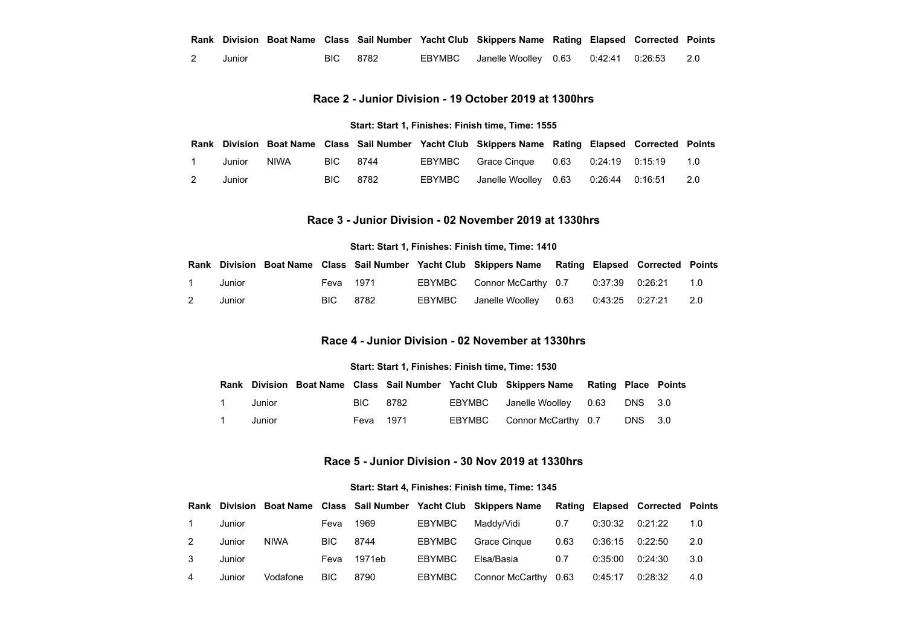| Rank | Division | Boat Name | Class | Sail Number | Yacht Club | Skippers Name | Rating | Elapsed | Corrected | Points |
|---|---|---|---|---|---|---|---|---|---|---|
| 2 | Junior | | BIC | 8782 | EBYMBC | Janelle Woolley | 0.63 | 0:42:41 | 0:26:53 | 2.0 |

### Race 2 - Junior Division - 19 October 2019 at 1300hrs

**Start: Start 1, Finishes: Finish time, Time: 1555**

| Rank | Division | Boat Name | Class | Sail Number | Yacht Club | Skippers Name | Rating | Elapsed | Corrected | Points |
|---|---|---|---|---|---|---|---|---|---|---|
| 1 | Junior | NIWA | BIC | 8744 | EBYMBC | Grace Cinque | 0.63 | 0:24:19 | 0:15:19 | 1.0 |
| 2 | Junior | | BIC | 8782 | EBYMBC | Janelle Woolley | 0.63 | 0:26:44 | 0:16:51 | 2.0 |

### Race 3 - Junior Division - 02 November 2019 at 1330hrs

**Start: Start 1, Finishes: Finish time, Time: 1410**

| Rank | Division | Boat Name | Class | Sail Number | Yacht Club | Skippers Name | Rating | Elapsed | Corrected | Points |
|---|---|---|---|---|---|---|---|---|---|---|
| 1 | Junior | | Feva | 1971 | EBYMBC | Connor McCarthy | 0.7 | 0:37:39 | 0:26:21 | 1.0 |
| 2 | Junior | | BIC | 8782 | EBYMBC | Janelle Woolley | 0.63 | 0:43:25 | 0:27:21 | 2.0 |

### Race 4 - Junior Division - 02 November at 1330hrs

**Start: Start 1, Finishes: Finish time, Time: 1530**

| Rank | Division | Boat Name | Class | Sail Number | Yacht Club | Skippers Name | Rating | Place | Points |
|---|---|---|---|---|---|---|---|---|---|
| 1 | Junior | | BIC | 8782 | EBYMBC | Janelle Woolley | 0.63 | DNS | 3.0 |
| 1 | Junior | | Feva | 1971 | EBYMBC | Connor McCarthy | 0.7 | DNS | 3.0 |

### Race 5 - Junior Division - 30 Nov 2019 at 1330hrs

**Start: Start 4, Finishes: Finish time, Time: 1345**

| Rank | Division | Boat Name | Class | Sail Number | Yacht Club | Skippers Name | Rating | Elapsed | Corrected | Points |
|---|---|---|---|---|---|---|---|---|---|---|
| 1 | Junior | | Feva | 1969 | EBYMBC | Maddy/Vidi | 0.7 | 0:30:32 | 0:21:22 | 1.0 |
| 2 | Junior | NIWA | BIC | 8744 | EBYMBC | Grace Cinque | 0.63 | 0:36:15 | 0:22:50 | 2.0 |
| 3 | Junior | | Feva | 1971eb | EBYMBC | Elsa/Basia | 0.7 | 0:35:00 | 0:24:30 | 3.0 |
| 4 | Junior | Vodafone | BIC | 8790 | EBYMBC | Connor McCarthy | 0.63 | 0:45:17 | 0:28:32 | 4.0 |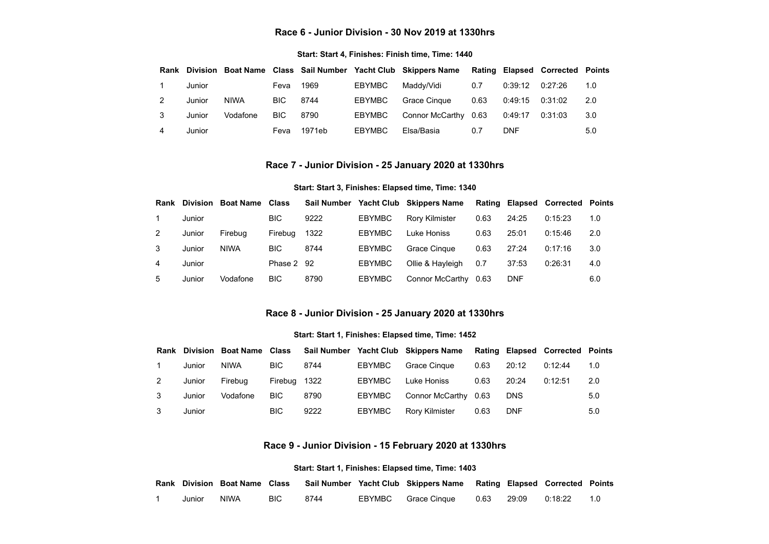### Race 6 - Junior Division - 30 Nov 2019 at 1330hrs

**Start: Start 4, Finishes: Finish time, Time: 1440**

| Rank | Division | Boat Name | Class | Sail Number | Yacht Club | Skippers Name | Rating | Elapsed | Corrected | Points |
|---|---|---|---|---|---|---|---|---|---|---|
| 1 | Junior | | Feva | 1969 | EBYMBC | Maddy/Vidi | 0.7 | 0:39:12 | 0:27:26 | 1.0 |
| 2 | Junior | NIWA | BIC | 8744 | EBYMBC | Grace Cinque | 0.63 | 0:49:15 | 0:31:02 | 2.0 |
| 3 | Junior | Vodafone | BIC | 8790 | EBYMBC | Connor McCarthy | 0.63 | 0:49:17 | 0:31:03 | 3.0 |
| 4 | Junior | | Feva | 1971eb | EBYMBC | Elsa/Basia | 0.7 | DNF | | 5.0 |

### Race 7 - Junior Division - 25 January 2020 at 1330hrs

**Start: Start 3, Finishes: Elapsed time, Time: 1340**

| Rank | Division | Boat Name | Class | Sail Number | Yacht Club | Skippers Name | Rating | Elapsed | Corrected | Points |
|---|---|---|---|---|---|---|---|---|---|---|
| 1 | Junior | | BIC | 9222 | EBYMBC | Rory Kilmister | 0.63 | 24:25 | 0:15:23 | 1.0 |
| 2 | Junior | Firebug | Firebug | 1322 | EBYMBC | Luke Honiss | 0.63 | 25:01 | 0:15:46 | 2.0 |
| 3 | Junior | NIWA | BIC | 8744 | EBYMBC | Grace Cinque | 0.63 | 27:24 | 0:17:16 | 3.0 |
| 4 | Junior | | Phase 2 | 92 | EBYMBC | Ollie & Hayleigh | 0.7 | 37:53 | 0:26:31 | 4.0 |
| 5 | Junior | Vodafone | BIC | 8790 | EBYMBC | Connor McCarthy | 0.63 | DNF | | 6.0 |

### Race 8 - Junior Division - 25 January 2020 at 1330hrs

**Start: Start 1, Finishes: Elapsed time, Time: 1452**

| Rank | Division | Boat Name | Class | Sail Number | Yacht Club | Skippers Name | Rating | Elapsed | Corrected | Points |
|---|---|---|---|---|---|---|---|---|---|---|
| 1 | Junior | NIWA | BIC | 8744 | EBYMBC | Grace Cinque | 0.63 | 20:12 | 0:12:44 | 1.0 |
| 2 | Junior | Firebug | Firebug | 1322 | EBYMBC | Luke Honiss | 0.63 | 20:24 | 0:12:51 | 2.0 |
| 3 | Junior | Vodafone | BIC | 8790 | EBYMBC | Connor McCarthy | 0.63 | DNS | | 5.0 |
| 3 | Junior | | BIC | 9222 | EBYMBC | Rory Kilmister | 0.63 | DNF | | 5.0 |

### Race 9 - Junior Division - 15 February 2020 at 1330hrs

**Start: Start 1, Finishes: Elapsed time, Time: 1403**

| Rank | Division | Boat Name | Class | Sail Number | Yacht Club | Skippers Name | Rating | Elapsed | Corrected | Points |
|---|---|---|---|---|---|---|---|---|---|---|
| 1 | Junior | NIWA | BIC | 8744 | EBYMBC | Grace Cinque | 0.63 | 29:09 | 0:18:22 | 1.0 |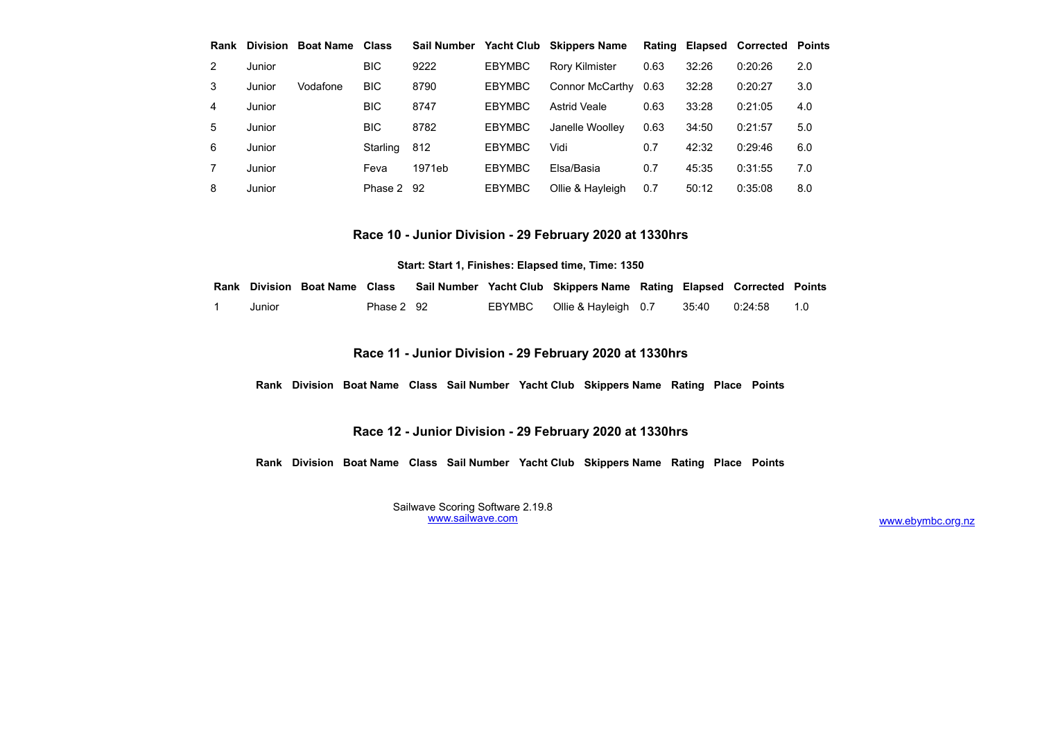| Rank | Division | Boat Name | Class | Sail Number | Yacht Club | Skippers Name | Rating | Elapsed | Corrected | Points |
|---|---|---|---|---|---|---|---|---|---|---|
| 2 | Junior | | BIC | 9222 | EBYMBC | Rory Kilmister | 0.63 | 32:26 | 0:20:26 | 2.0 |
| 3 | Junior | Vodafone | BIC | 8790 | EBYMBC | Connor McCarthy | 0.63 | 32:28 | 0:20:27 | 3.0 |
| 4 | Junior | | BIC | 8747 | EBYMBC | Astrid Veale | 0.63 | 33:28 | 0:21:05 | 4.0 |
| 5 | Junior | | BIC | 8782 | EBYMBC | Janelle Woolley | 0.63 | 34:50 | 0:21:57 | 5.0 |
| 6 | Junior | | Starling | 812 | EBYMBC | Vidi | 0.7 | 42:32 | 0:29:46 | 6.0 |
| 7 | Junior | | Feva | 1971eb | EBYMBC | Elsa/Basia | 0.7 | 45:35 | 0:31:55 | 7.0 |
| 8 | Junior | | Phase 2 | 92 | EBYMBC | Ollie & Hayleigh | 0.7 | 50:12 | 0:35:08 | 8.0 |

### Race 10 - Junior Division - 29 February 2020 at 1330hrs

**Start: Start 1, Finishes: Elapsed time, Time: 1350**

| Rank | Division | Boat Name | Class | Sail Number | Yacht Club | Skippers Name | Rating | Elapsed | Corrected | Points |
|---|---|---|---|---|---|---|---|---|---|---|
| 1 | Junior | | Phase 2 | 92 | EBYMBC | Ollie & Hayleigh | 0.7 | 35:40 | 0:24:58 | 1.0 |

### Race 11 - Junior Division - 29 February 2020 at 1330hrs

| Rank | Division | Boat Name | Class | Sail Number | Yacht Club | Skippers Name | Rating | Place | Points |
|---|---|---|---|---|---|---|---|---|---|

### Race 12 - Junior Division - 29 February 2020 at 1330hrs

| Rank | Division | Boat Name | Class | Sail Number | Yacht Club | Skippers Name | Rating | Place | Points |
|---|---|---|---|---|---|---|---|---|---|

Sailwave Scoring Software 2.19.8
www.sailwave.com

www.ebymbc.org.nz